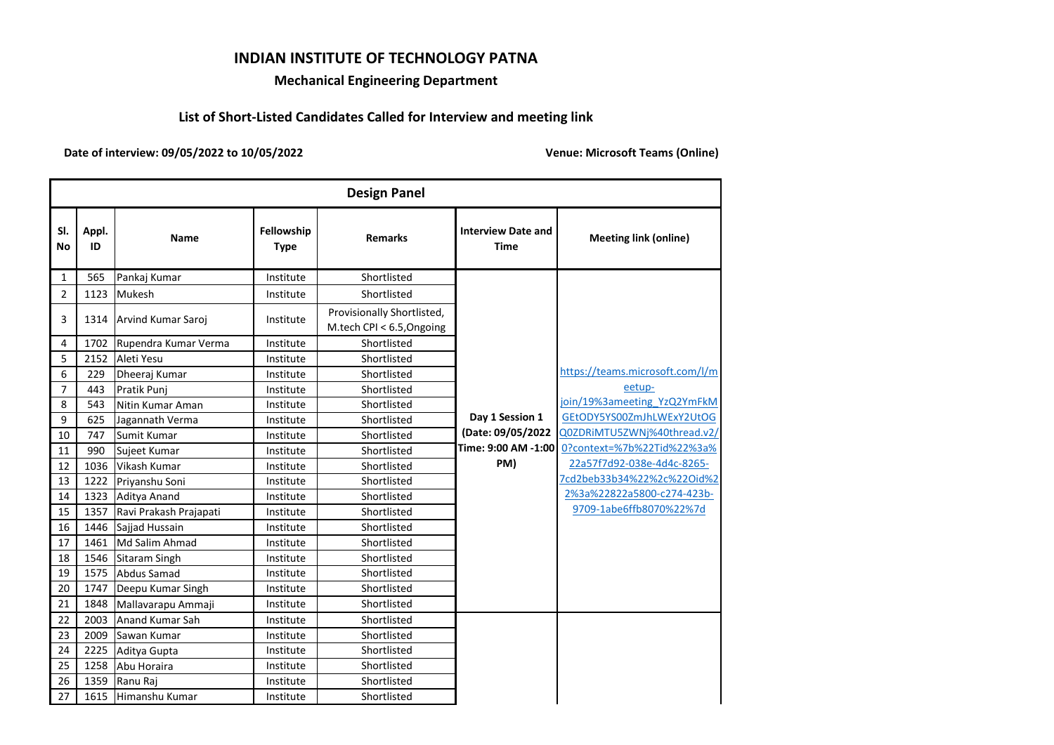# INDIAN INSTITUTE OF TECHNOLOGY PATNA

## Mechanical Engineering Department

### List of Short-Listed Candidates Called for Interview and meeting link

**Date of interview: 09/05/2022 to 10/05/2022** **Venue: Microsoft Teams (Online)**

| Design Panel | | | | | | |
|---|---|---|---|---|---|---|
| **Sl. No** | **Appl. ID** | **Name** | **Fellowship Type** | **Remarks** | **Interview Date and Time** | **Meeting link (online)** |
| 1 | 565 | Pankaj Kumar | Institute | Shortlisted | Day 1 Session 1 (Date: 09/05/2022 Time: 9:00 AM -1:00 PM) | https://teams.microsoft.com/l/meetup-join/19%3ameeting_YzQ2YmFkMGEtODY5YS00ZmJhLWExY2UtOGQ0ZDRiMTU5ZWNj%40thread.v2/0?context=%7b%22Tid%22%3a%22a57f7d92-038e-4d4c-8265-7cd2beb33b34%22%2c%22Oid%22%3a%22822a5800-c274-423b-9709-1abe6ffb8070%22%7d |
| 2 | 1123 | Mukesh | Institute | Shortlisted | | |
| 3 | 1314 | Arvind Kumar Saroj | Institute | Provisionally Shortlisted, M.tech CPI < 6.5,Ongoing | | |
| 4 | 1702 | Rupendra Kumar Verma | Institute | Shortlisted | | |
| 5 | 2152 | Aleti Yesu | Institute | Shortlisted | | |
| 6 | 229 | Dheeraj Kumar | Institute | Shortlisted | | |
| 7 | 443 | Pratik Punj | Institute | Shortlisted | | |
| 8 | 543 | Nitin Kumar Aman | Institute | Shortlisted | | |
| 9 | 625 | Jagannath Verma | Institute | Shortlisted | | |
| 10 | 747 | Sumit Kumar | Institute | Shortlisted | | |
| 11 | 990 | Sujeet Kumar | Institute | Shortlisted | | |
| 12 | 1036 | Vikash Kumar | Institute | Shortlisted | | |
| 13 | 1222 | Priyanshu Soni | Institute | Shortlisted | | |
| 14 | 1323 | Aditya Anand | Institute | Shortlisted | | |
| 15 | 1357 | Ravi Prakash Prajapati | Institute | Shortlisted | | |
| 16 | 1446 | Sajjad Hussain | Institute | Shortlisted | | |
| 17 | 1461 | Md Salim Ahmad | Institute | Shortlisted | | |
| 18 | 1546 | Sitaram Singh | Institute | Shortlisted | | |
| 19 | 1575 | Abdus Samad | Institute | Shortlisted | | |
| 20 | 1747 | Deepu Kumar Singh | Institute | Shortlisted | | |
| 21 | 1848 | Mallavarapu Ammaji | Institute | Shortlisted | | |
| 22 | 2003 | Anand Kumar Sah | Institute | Shortlisted | | |
| 23 | 2009 | Sawan Kumar | Institute | Shortlisted | | |
| 24 | 2225 | Aditya Gupta | Institute | Shortlisted | | |
| 25 | 1258 | Abu Horaira | Institute | Shortlisted | | |
| 26 | 1359 | Ranu Raj | Institute | Shortlisted | | |
| 27 | 1615 | Himanshu Kumar | Institute | Shortlisted | | |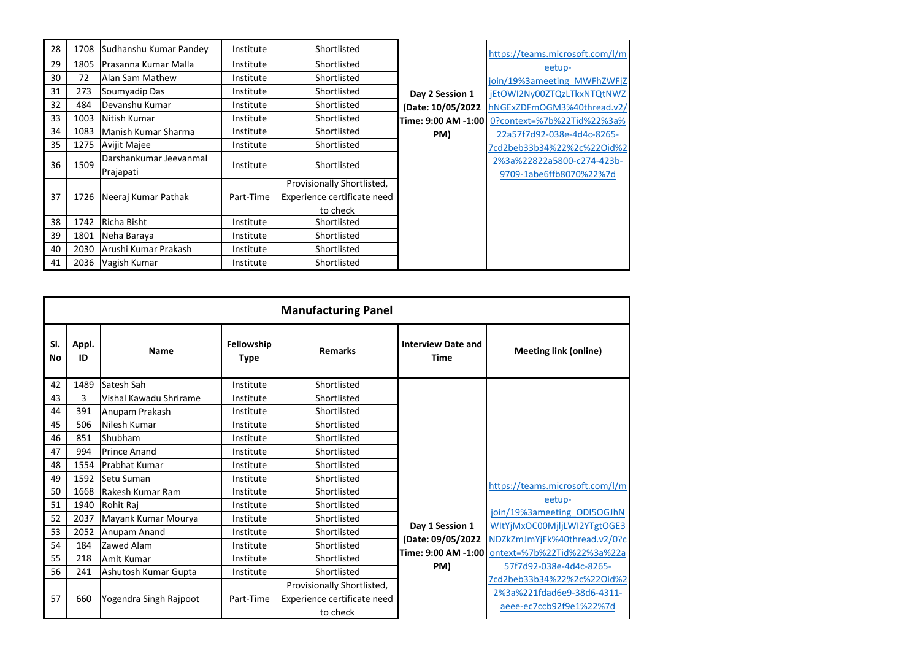| Sl. No | Appl. ID | Name | Fellowship Type | Remarks | Interview Date and Time | Meeting link (online) |
|---|---|---|---|---|---|---|
| 28 | 1708 | Sudhanshu Kumar Pandey | Institute | Shortlisted | Day 2 Session 1 (Date: 10/05/2022 Time: 9:00 AM -1:00 PM) | https://teams.microsoft.com/l/meetup-join/19%3ameeting_MWFhZWFjZjEtOWI2Ny00ZTQzLTkxNTQtNWZhNGExZDFmOGM3%40thread.v2/0?context=%7b%22Tid%22%3a%22a57f7d92-038e-4d4c-8265-7cd2beb33b34%22%2c%22Oid%22%3a%22822a5800-c274-423b-9709-1abe6ffb8070%22%7d |
| 29 | 1805 | Prasanna Kumar Malla | Institute | Shortlisted | | |
| 30 | 72 | Alan Sam Mathew | Institute | Shortlisted | | |
| 31 | 273 | Soumyadip Das | Institute | Shortlisted | | |
| 32 | 484 | Devanshu Kumar | Institute | Shortlisted | | |
| 33 | 1003 | Nitish Kumar | Institute | Shortlisted | | |
| 34 | 1083 | Manish Kumar Sharma | Institute | Shortlisted | | |
| 35 | 1275 | Avijit Majee | Institute | Shortlisted | | |
| 36 | 1509 | Darshankumar Jeevanmal Prajapati | Institute | Shortlisted | | |
| 37 | 1726 | Neeraj Kumar Pathak | Part-Time | Provisionally Shortlisted, Experience certificate need to check | | |
| 38 | 1742 | Richa Bisht | Institute | Shortlisted | | |
| 39 | 1801 | Neha Baraya | Institute | Shortlisted | | |
| 40 | 2030 | Arushi Kumar Prakash | Institute | Shortlisted | | |
| 41 | 2036 | Vagish Kumar | Institute | Shortlisted | | |

## Manufacturing Panel

| Sl. No | Appl. ID | Name | Fellowship Type | Remarks | Interview Date and Time | Meeting link (online) |
|---|---|---|---|---|---|---|
| 42 | 1489 | Satesh Sah | Institute | Shortlisted | Day 1 Session 1 (Date: 09/05/2022 Time: 9:00 AM -1:00 PM) | https://teams.microsoft.com/l/meetup-join/19%3ameeting_ODI5OGJhNWItYjMxOC00MjljLWI2YTgtOGE3NDZkZmJmYjFk%40thread.v2/0?context=%7b%22Tid%22%3a%22a57f7d92-038e-4d4c-8265-7cd2beb33b34%22%2c%22Oid%22%3a%221fdad6e9-38d6-4311-aeee-ec7ccb92f9e1%22%7d |
| 43 | 3 | Vishal Kawadu Shrirame | Institute | Shortlisted | | |
| 44 | 391 | Anupam Prakash | Institute | Shortlisted | | |
| 45 | 506 | Nilesh Kumar | Institute | Shortlisted | | |
| 46 | 851 | Shubham | Institute | Shortlisted | | |
| 47 | 994 | Prince Anand | Institute | Shortlisted | | |
| 48 | 1554 | Prabhat Kumar | Institute | Shortlisted | | |
| 49 | 1592 | Setu Suman | Institute | Shortlisted | | |
| 50 | 1668 | Rakesh Kumar Ram | Institute | Shortlisted | | |
| 51 | 1940 | Rohit Raj | Institute | Shortlisted | | |
| 52 | 2037 | Mayank Kumar Mourya | Institute | Shortlisted | | |
| 53 | 2052 | Anupam Anand | Institute | Shortlisted | | |
| 54 | 184 | Zawed Alam | Institute | Shortlisted | | |
| 55 | 218 | Amit Kumar | Institute | Shortlisted | | |
| 56 | 241 | Ashutosh Kumar Gupta | Institute | Shortlisted | | |
| 57 | 660 | Yogendra Singh Rajpoot | Part-Time | Provisionally Shortlisted, Experience certificate need to check | | |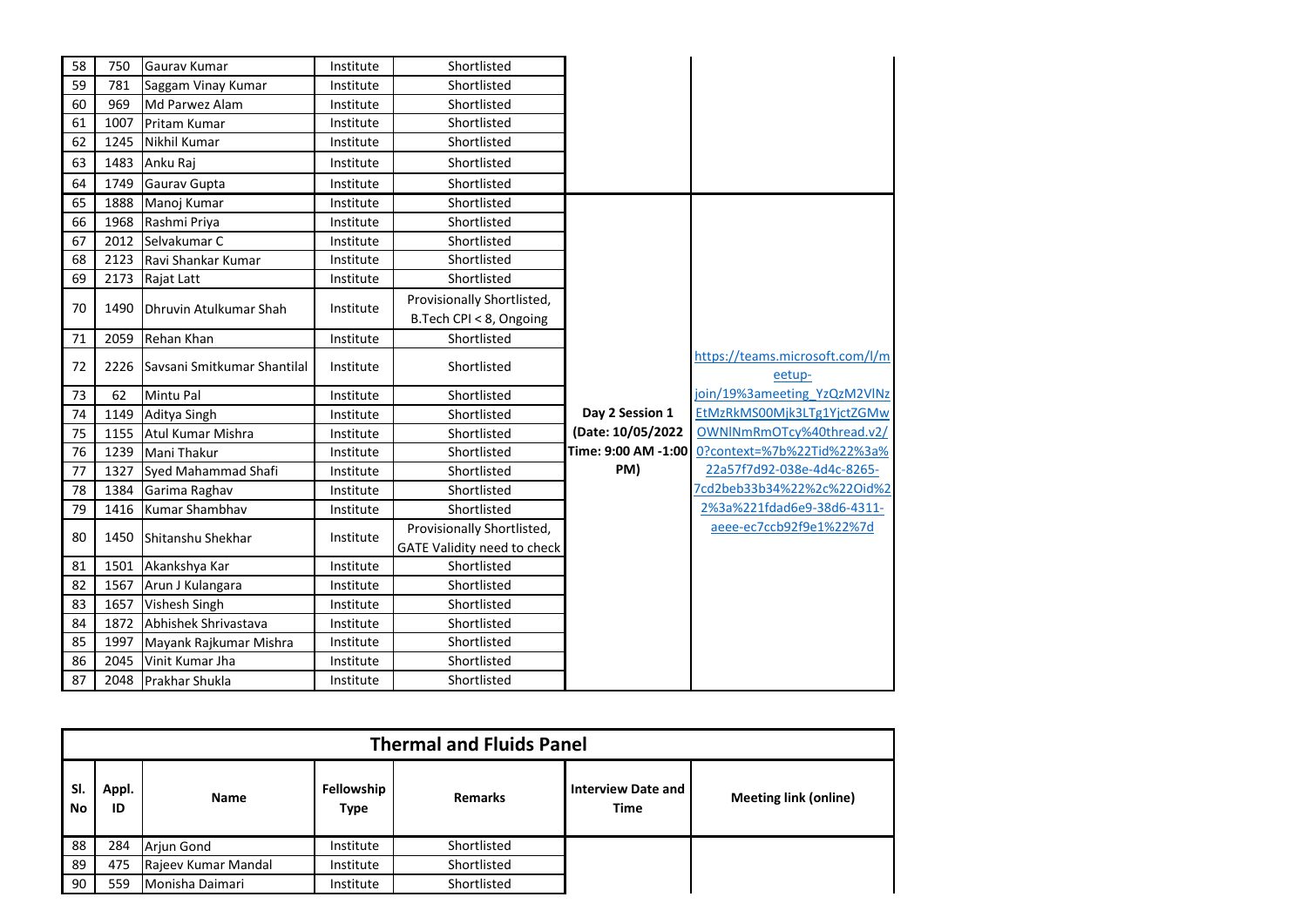| Sl. No | Appl. ID | Name | Fellowship Type | Remarks | Interview Date and Time | Meeting link (online) |
|---|---|---|---|---|---|---|
| 58 | 750 | Gaurav Kumar | Institute | Shortlisted | | |
| 59 | 781 | Saggam Vinay Kumar | Institute | Shortlisted | | |
| 60 | 969 | Md Parwez Alam | Institute | Shortlisted | | |
| 61 | 1007 | Pritam Kumar | Institute | Shortlisted | | |
| 62 | 1245 | Nikhil Kumar | Institute | Shortlisted | | |
| 63 | 1483 | Anku Raj | Institute | Shortlisted | | |
| 64 | 1749 | Gaurav Gupta | Institute | Shortlisted | | |
| 65 | 1888 | Manoj Kumar | Institute | Shortlisted | **Day 2 Session 1 (Date: 10/05/2022 Time: 9:00 AM -1:00 PM)** | https://teams.microsoft.com/l/meetup-join/19%3ameeting_YzQzM2VlNzEtMzRkMS00Mjk3LTg1YjctZGMwOWNlNmRmOTcy%40thread.v2/0?context=%7b%22Tid%22%3a%22a57f7d92-038e-4d4c-8265-7cd2beb33b34%22%2c%22Oid%22%3a%221fdad6e9-38d6-4311-aeee-ec7ccb92f9e1%22%7d |
| 66 | 1968 | Rashmi Priya | Institute | Shortlisted | | |
| 67 | 2012 | Selvakumar C | Institute | Shortlisted | | |
| 68 | 2123 | Ravi Shankar Kumar | Institute | Shortlisted | | |
| 69 | 2173 | Rajat Latt | Institute | Shortlisted | | |
| 70 | 1490 | Dhruvin Atulkumar Shah | Institute | Provisionally Shortlisted, B.Tech CPI < 8, Ongoing | | |
| 71 | 2059 | Rehan Khan | Institute | Shortlisted | | |
| 72 | 2226 | Savsani Smitkumar Shantilal | Institute | Shortlisted | | |
| 73 | 62 | Mintu Pal | Institute | Shortlisted | | |
| 74 | 1149 | Aditya Singh | Institute | Shortlisted | | |
| 75 | 1155 | Atul Kumar Mishra | Institute | Shortlisted | | |
| 76 | 1239 | Mani Thakur | Institute | Shortlisted | | |
| 77 | 1327 | Syed Mahammad Shafi | Institute | Shortlisted | | |
| 78 | 1384 | Garima Raghav | Institute | Shortlisted | | |
| 79 | 1416 | Kumar Shambhav | Institute | Shortlisted | | |
| 80 | 1450 | Shitanshu Shekhar | Institute | Provisionally Shortlisted, GATE Validity need to check | | |
| 81 | 1501 | Akankshya Kar | Institute | Shortlisted | | |
| 82 | 1567 | Arun J Kulangara | Institute | Shortlisted | | |
| 83 | 1657 | Vishesh Singh | Institute | Shortlisted | | |
| 84 | 1872 | Abhishek Shrivastava | Institute | Shortlisted | | |
| 85 | 1997 | Mayank Rajkumar Mishra | Institute | Shortlisted | | |
| 86 | 2045 | Vinit Kumar Jha | Institute | Shortlisted | | |
| 87 | 2048 | Prakhar Shukla | Institute | Shortlisted | | |

## Thermal and Fluids Panel

| Sl. No | Appl. ID | Name | Fellowship Type | Remarks | Interview Date and Time | Meeting link (online) |
|---|---|---|---|---|---|---|
| 88 | 284 | Arjun Gond | Institute | Shortlisted | | |
| 89 | 475 | Rajeev Kumar Mandal | Institute | Shortlisted | | |
| 90 | 559 | Monisha Daimari | Institute | Shortlisted | | |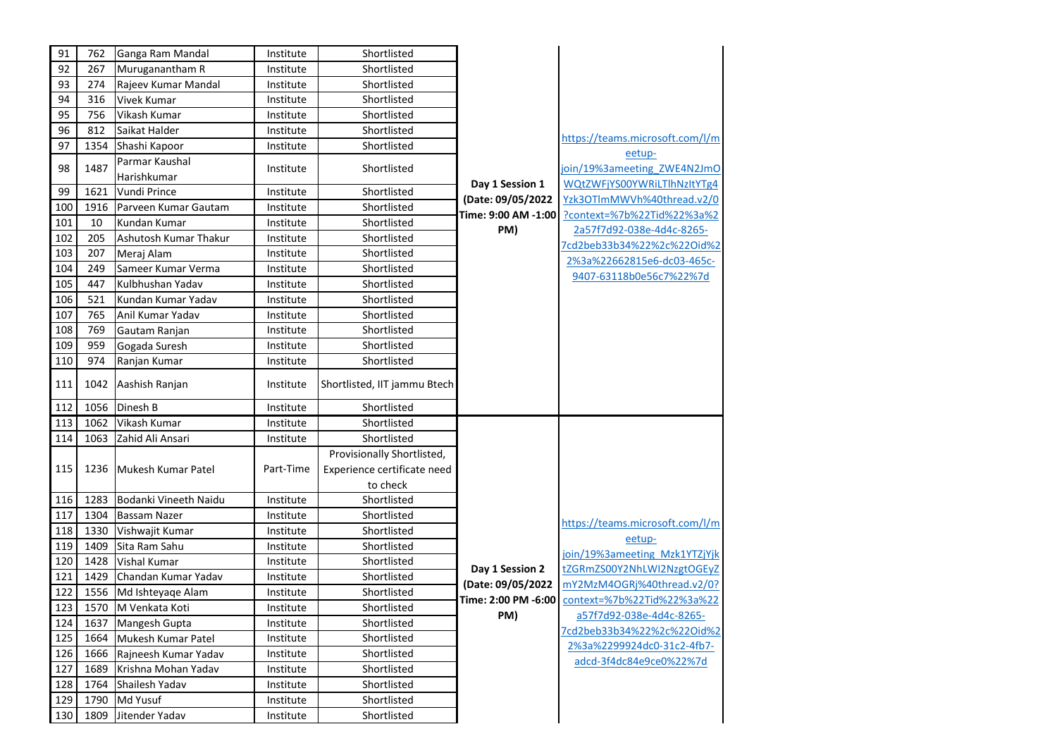| 91 | 762 | Ganga Ram Mandal | Institute | Shortlisted | Day 1 Session 1 (Date: 09/05/2022 Time: 9:00 AM -1:00 PM) | https://teams.microsoft.com/l/meetup-join/19%3ameeting_ZWE4N2JmOWQtZWFjYS00YWRiLTlhNzItYTg4Yzk3OTlmMWVh%40thread.v2/0?context=%7b%22Tid%22%3a%22a57f7d92-038e-4d4c-8265-7cd2beb33b34%22%2c%22Oid%22%3a%22662815e6-dc03-465c-9407-63118b0e56c7%22%7d |
|---|---|---|---|---|---|---|
| 92 | 267 | Muruganantham R | Institute | Shortlisted | | |
| 93 | 274 | Rajeev Kumar Mandal | Institute | Shortlisted | | |
| 94 | 316 | Vivek Kumar | Institute | Shortlisted | | |
| 95 | 756 | Vikash Kumar | Institute | Shortlisted | | |
| 96 | 812 | Saikat Halder | Institute | Shortlisted | | |
| 97 | 1354 | Shashi Kapoor | Institute | Shortlisted | | |
| 98 | 1487 | Parmar Kaushal Harishkumar | Institute | Shortlisted | | |
| 99 | 1621 | Vundi Prince | Institute | Shortlisted | | |
| 100 | 1916 | Parveen Kumar Gautam | Institute | Shortlisted | | |
| 101 | 10 | Kundan Kumar | Institute | Shortlisted | | |
| 102 | 205 | Ashutosh Kumar Thakur | Institute | Shortlisted | | |
| 103 | 207 | Meraj Alam | Institute | Shortlisted | | |
| 104 | 249 | Sameer Kumar Verma | Institute | Shortlisted | | |
| 105 | 447 | Kulbhushan Yadav | Institute | Shortlisted | | |
| 106 | 521 | Kundan Kumar Yadav | Institute | Shortlisted | | |
| 107 | 765 | Anil Kumar Yadav | Institute | Shortlisted | | |
| 108 | 769 | Gautam Ranjan | Institute | Shortlisted | | |
| 109 | 959 | Gogada Suresh | Institute | Shortlisted | | |
| 110 | 974 | Ranjan Kumar | Institute | Shortlisted | | |
| 111 | 1042 | Aashish Ranjan | Institute | Shortlisted, IIT jammu Btech | | |
| 112 | 1056 | Dinesh B | Institute | Shortlisted | | |
| 113 | 1062 | Vikash Kumar | Institute | Shortlisted | Day 1 Session 2 (Date: 09/05/2022 Time: 2:00 PM -6:00 PM) | https://teams.microsoft.com/l/meetup-join/19%3ameeting_Mzk1YTZjYjktZGRmZS00Y2NhLWI2NzgtOGEyZmY2MzM4OGRj%40thread.v2/0?context=%7b%22Tid%22%3a%22a57f7d92-038e-4d4c-8265-7cd2beb33b34%22%2c%22Oid%22%3a%2299924dc0-31c2-4fb7-adcd-3f4dc84e9ce0%22%7d |
| 114 | 1063 | Zahid Ali Ansari | Institute | Shortlisted | | |
| 115 | 1236 | Mukesh Kumar Patel | Part-Time | Provisionally Shortlisted, Experience certificate need to check | | |
| 116 | 1283 | Bodanki Vineeth Naidu | Institute | Shortlisted | | |
| 117 | 1304 | Bassam Nazer | Institute | Shortlisted | | |
| 118 | 1330 | Vishwajit Kumar | Institute | Shortlisted | | |
| 119 | 1409 | Sita Ram Sahu | Institute | Shortlisted | | |
| 120 | 1428 | Vishal Kumar | Institute | Shortlisted | | |
| 121 | 1429 | Chandan Kumar Yadav | Institute | Shortlisted | | |
| 122 | 1556 | Md Ishteyaqe Alam | Institute | Shortlisted | | |
| 123 | 1570 | M Venkata Koti | Institute | Shortlisted | | |
| 124 | 1637 | Mangesh Gupta | Institute | Shortlisted | | |
| 125 | 1664 | Mukesh Kumar Patel | Institute | Shortlisted | | |
| 126 | 1666 | Rajneesh Kumar Yadav | Institute | Shortlisted | | |
| 127 | 1689 | Krishna Mohan Yadav | Institute | Shortlisted | | |
| 128 | 1764 | Shailesh Yadav | Institute | Shortlisted | | |
| 129 | 1790 | Md Yusuf | Institute | Shortlisted | | |
| 130 | 1809 | Jitender Yadav | Institute | Shortlisted | | |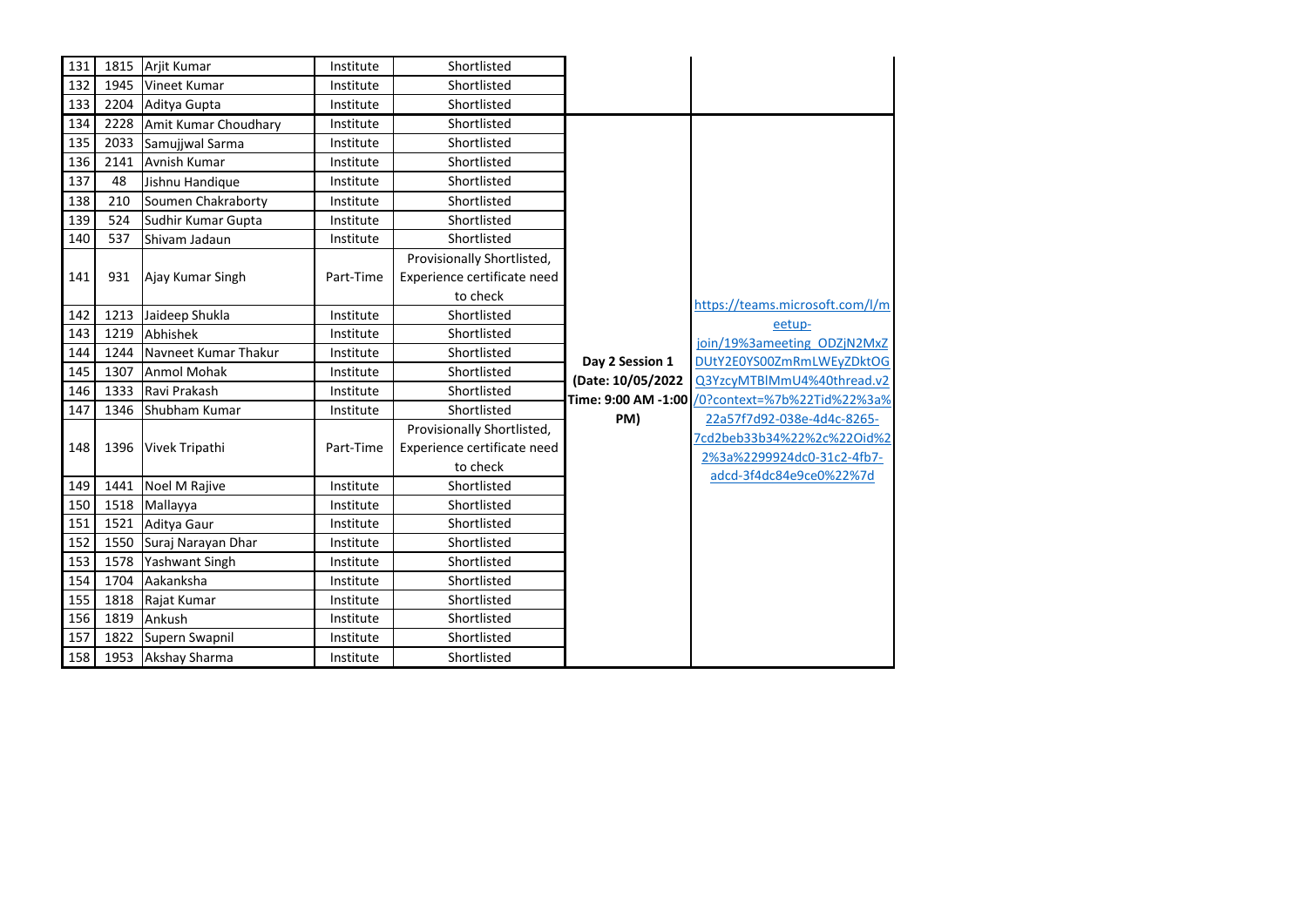| | | | | | | |
|---|---|---|---|---|---|---|
| 131 | 1815 | Arjit Kumar | Institute | Shortlisted | | |
| 132 | 1945 | Vineet Kumar | Institute | Shortlisted | | |
| 133 | 2204 | Aditya Gupta | Institute | Shortlisted | | |
| 134 | 2228 | Amit Kumar Choudhary | Institute | Shortlisted | **Day 2 Session 1 (Date: 10/05/2022 Time: 9:00 AM -1:00 PM)** | https://teams.microsoft.com/l/meetup-join/19%3ameeting_ODZjN2MxZDUtY2E0YS00ZmRmLWEyZDktOGQ3YzcyMTBlMmU4%40thread.v2/0?context=%7b%22Tid%22%3a%22a57f7d92-038e-4d4c-8265-7cd2beb33b34%22%2c%22Oid%22%3a%2299924dc0-31c2-4fb7-adcd-3f4dc84e9ce0%22%7d |
| 135 | 2033 | Samujjwal Sarma | Institute | Shortlisted | | |
| 136 | 2141 | Avnish Kumar | Institute | Shortlisted | | |
| 137 | 48 | Jishnu Handique | Institute | Shortlisted | | |
| 138 | 210 | Soumen Chakraborty | Institute | Shortlisted | | |
| 139 | 524 | Sudhir Kumar Gupta | Institute | Shortlisted | | |
| 140 | 537 | Shivam Jadaun | Institute | Shortlisted | | |
| 141 | 931 | Ajay Kumar Singh | Part-Time | Provisionally Shortlisted, Experience certificate need to check | | |
| 142 | 1213 | Jaideep Shukla | Institute | Shortlisted | | |
| 143 | 1219 | Abhishek | Institute | Shortlisted | | |
| 144 | 1244 | Navneet Kumar Thakur | Institute | Shortlisted | | |
| 145 | 1307 | Anmol Mohak | Institute | Shortlisted | | |
| 146 | 1333 | Ravi Prakash | Institute | Shortlisted | | |
| 147 | 1346 | Shubham Kumar | Institute | Shortlisted | | |
| 148 | 1396 | Vivek Tripathi | Part-Time | Provisionally Shortlisted, Experience certificate need to check | | |
| 149 | 1441 | Noel M Rajive | Institute | Shortlisted | | |
| 150 | 1518 | Mallayya | Institute | Shortlisted | | |
| 151 | 1521 | Aditya Gaur | Institute | Shortlisted | | |
| 152 | 1550 | Suraj Narayan Dhar | Institute | Shortlisted | | |
| 153 | 1578 | Yashwant Singh | Institute | Shortlisted | | |
| 154 | 1704 | Aakanksha | Institute | Shortlisted | | |
| 155 | 1818 | Rajat Kumar | Institute | Shortlisted | | |
| 156 | 1819 | Ankush | Institute | Shortlisted | | |
| 157 | 1822 | Supern Swapnil | Institute | Shortlisted | | |
| 158 | 1953 | Akshay Sharma | Institute | Shortlisted | | |